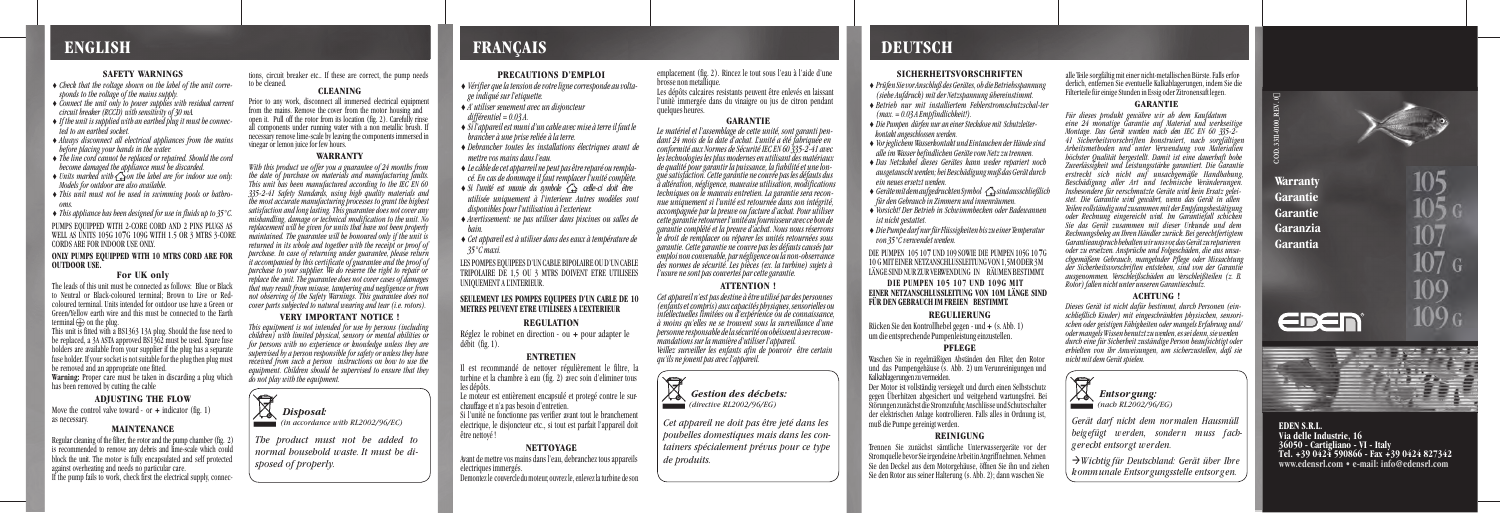# ENGLISH

## SAFETY WARNINGS

- Check that the voltage shown on the label of the unit corresponds to the voltage of the mains supply.
- Connect the unit only to power supplies with residual current circuit breaker (RCCD) with sensitivity of 30 mA.
- If the unit is supplied with an earthed plug it must be connected to an earthed socket.
- Always disconnect all electrical appliances from the mains before placing your hands in the water.
- The line cord cannot be replaced or repaired. Should the cord become damaged the appliance must be discarded.
- Units marked with ⌂ on the label are for indoor use only. Models for outdoor are also available.
- This unit must not be used in swimming pools or bathrooms.
- This appliance has been designed for use in fluids up to 35°C.

PUMPS EQUIPPED WITH 2-CORE CORD AND 2 PINS PLUGS AS WELL AS UNITS 105G 107G 109G WITH 1.5 OR 3 MTRS 3-CORE CORDS ARE FOR INDOOR USE ONLY.

**ONLY PUMPS EQUIPPED WITH 10 MTRS CORD ARE FOR OUTDOOR USE.**

### For UK only

The leads of this unit must be connected as follows: Blue or Black to Neutral or Black-coloured terminal; Brown to Live or Red-coloured terminal. Units intended for outdoor use have a Green or Green/Yellow earth wire and this must be connected to the Earth terminal ⏚ on the plug.

This unit is fitted with a BS1363 13A plug. Should the fuse need to be replaced, a 3A ASTA approved BS1362 must be used. Spare fuse holders are available from your supplier if the plug has a separate fuse holder. If your socket is not suitable for the plug then plug must be removed and an appropriate one fitted.

**Warning:** Proper care must be taken in discarding a plug which has been removed by cutting the cable.

## ADJUSTING THE FLOW

Move the control valve toward - or + indicator (fig. 1) as necessary.

## MAINTENANCE

Regular cleaning of the filter, the rotor and the pump chamber (fig. 2) is recommended to remove any debris and lime-scale which could block the unit. The motor is fully encapsulated and self protected against overheating and needs no particular care.

If the pump fails to work, check first the electrical supply, connections, circuit breaker etc.. If these are correct, the pump needs to be cleaned.

## CLEANING

Prior to any work, disconnect all immersed electrical equipment from the mains. Remove the cover from the motor housing and open it. Pull off the rotor from its location (fig. 2). Carefully rinse all components under running water with a non metallic brush. If necessary remove lime-scale by leaving the components immersed in vinegar or lemon juice for few hours.

## WARRANTY

With this product we offer you a guarantee of 24 months from the date of purchase on materials and manufacturing faults. This unit has been manufactured according to the IEC EN 60 335-2-41 Safety Standards, using high quality materials and the most accurate manufacturing processes to grant the highest satisfaction and long lasting. This guarantee does not cover any mishandling, damage or technical modification to the unit. No replacement will be given for units that have not been properly maintained. The guarantee will be honoured only if the unit is returned in its whole and together with the receipt or proof of purchase. In case of returning under guarantee, please return it accompanied by this certificate of guarantee and the proof of purchase to your supplier. We do reserve the right to repair or replace the unit. The guarantee does not cover cases of damages that may result from misuse, tampering and negligence or from not observing of the Safety Warnings. This guarantee does not cover parts subjected to natural wearing and tear (i.e. rotors).

## VERY IMPORTANT NOTICE !

This equipment is not intended for use by persons (including children) with limited physical, sensory or mental abilities or for persons with no experience or knowledge unless they are supervised by a person responsible for safety or unless they have received from such a person, instructions on how to use the equipment. Children should be supervised to ensure that they do not play with the equipment.

**Disposal:** (in accordance with RL2002/96/EC)

The product must not be added to normal household waste. It must be disposed of properly.

# FRANÇAIS

## PRECAUTIONS D'EMPLOI

- Vérifier que la tension de votre ligne corresponde au voltage indiqué sur l'étiquette.
- A utiliser seulement avec un disjoncteur différentiel = 0,03 A.
- Si l'appareil est muni d'un cable avec mise à terre il faut le brancher à une prise reliée à la terre.
- Debrancher toutes les installations électriques avant de mettre vos mains dans l'eau.
- Le câble de cet appareil ne peut pas être réparé ou remplacé. En cas de dommage il faut remplacer l'unité complète.
- Si l'unité est munie du symbole ⌂ celle-ci doit être utilisée uniquement à l'intérieur. Autres modèles sont disponibles pour l'utilisation à l'exterieur.
- Avertissement: ne pas utiliser dans piscines ou salles de bain.
- Cet appareil est à utiliser dans des eaux à température de 35°C maxi.

LES POMPES EQUIPEES D'UN CABLE BIPOLAIRE OU D'UN CABLE TRIPOLAIRE DE 1,5 OU 3 MTRS DOIVENT ETRE UTILISEES UNIQUEMENT A L'INTERIEUR.

**SEULEMENT LES POMPES EQUIPEES D'UN CABLE DE 10 METRES PEUVENT ETRE UTILISEES A L'EXTERIEUR**

## REGULATION

Réglez le robinet en direction - ou + pour adapter le débit (fig. 1).

## ENTRETIEN

Il est recommandé de nettoyer régulièrement le filtre, la turbine et la chambre à eau (fig. 2) avec soin d'éliminer tous les dépôts.

Le moteur est entièrement encapsulé et protegé contre le surchauffage et n'a pas besoin d'entretien.

Si l'unité ne fonctionne pas verifier avant tout le branchement electrique, le disjoncteur etc., si tout est parfait l'appareil doit être nettoyé !

## NETTOYAGE

Avant de mettre vos mains dans l'eau, debranchez tous appareils electriques immergés.

Demontez le couvercle du moteur, ouvrez le, enlevez la turbine de son emplacement (fig. 2). Rincez le tout sous l'eau à l'aide d'une brosse non metallique.

Les dépôts calcaires resistants peuvent être enlevés en laissant l'unité immergée dans du vinaigre ou jus de citron pendant quelques heures.

## GARANTIE

Le matériel et l'assemblage de cette unité, sont garanti pendant 24 mois de la date d'achat. L'unité a été fabriquée en conformité aux Normes de Securité IEC EN 60 335-2-41 avec les technologies les plus modernes en utilisant des matériaux de qualité pour garantir la puissance, la fiabilité et une longue satisfaction. Cette garantie ne couvre pas les défauts dus à altération, négligence, mauvaise utilisation, modifications techniques ou le mauvais entretien. La garantie sera reconnue uniquement si l'unité est retournée dans son intégrité, accompagnée par la preuve ou facture d'achat. Pour utiliser cette garantie retourner l'unité au fournisseur avec ce bon de garantie compléte et la preuve d'achat. Nous nous réservons le droit de remplacer ou réparer les unités retournées sous garantie. Cette garantie ne couvre pas les défauts causés par emploi non convenable, par négligence ou la non-observance des normes de sécurité. Les pièces (ex. la turbine) sujets à l'usure ne sont pas couvertes par cette garantie.

## ATTENTION !

Cet appareil n'est pas destiné à être utilisé par des personnes (enfants et compris) aux capacités physiques, sensorielles ou intellectuelles limitées ou à expérience ou de connaissance, à moins qu'elles ne se trouvent sous la surveillance d'une personne responsable de la sécurité ou obéissent à ses recommandations sur la manière d'utiliser l'appareil.

Veillez surveiller les enfants afin de pouvoir être certain qu'ils ne jouent pas avec l'appareil.

**Gestion des déchets:** (directive RL2002/96/EG)

Cet appareil ne doit pas être jeté dans les poubelles domestiques mais dans les containers spécialement prévus pour ce type de produits.

# DEUTSCH

## SICHERHEITSVORSCHRIFTEN

- Prüfen Sie vor Anschluß des Gerätes, ob die Betriebsspannung (siehe Aufdruck) mit der Netzspannung übereinstimmt.
- Betrieb nur mit installiertem Fehlerstromschutzschal-ter (max. = 0,03 A Empfindlichkeit!).
- Die Pumpen dürfen nur an einer Steckdose mit Schutzleiterkontakt angeschlossen werden.
- Vor jeglichem Wasserkontakt und Eintauchen der Hände sind alle im Wasser befindlichen Geräte vom Netz zu trennen.
- Das Netzkabel dieses Gerätes kann weder repariert noch ausgetauscht werden; bei Beschädigung muß das Gerät durch ein neues ersetzt werden.
- Geräte mit dem aufgedruckten Symbol ⌂ sind ausschließlich für den Gebrauch in Zimmern und Innenräumen.
- Vorsicht! Der Betrieb in Schwimmbecken oder Badezannen ist nicht gestattet.
- Die Pumpe darf nur für Flüssigkeiten bis zu einer Temperatur von 35°C verwendet werden.

DIE PUMPEN 105 107 UND 109 SOWIE DIE PUMPEN 105G 107G 10 G MIT EINER NETZANSCHLUSSLEITUNG VON 1,5M ODER 3M LÄNGE SIND NUR ZUR VERWENDUNG IN RÄUMEN BESTIMMT.

**DIE PUMPEN 105 107 UND 109G MIT EINER NETZANSCHLUSSLEITUNG VON 10M LÄNGE SIND FÜR DEN GEBRAUCH IM FREIEN BESTIMMT.**

## REGULIERUNG

Rücken Sie den Kontrollhebel gegen - und + (s. Abb. 1) um die entsprechende Pumpenleistung einzustellen.

## PFLEGE

Waschen Sie in regelmäßigen Abständen den Filter, den Rotor und das Pumpengehäuse (s. Abb. 2) um Verunreinigungen und Kalkablagerungen zu vermeiden.

Der Motor ist vollständig versiegelt und durch einen Selbstschutz gegen Überhitzen abgesichert und weitgehend wartungsfrei. Bei Störungen zunächst die Stromzufuhr, Anschlüsse und Schutzschalter der elektrischen Anlage kontrollieren. Falls alles in Ordnung ist, muß die Pumpe gereinigt werden.

## REINIGUNG

Trennen Sie zunächst sämtliche Unterwassergeräte vor der Stromquelle bevor Sie irgendeine Arbeit in Angriff nehmen. Nehmen Sie den Deckel aus dem Motorgehäuse, öffnen Sie ihn und ziehen Sie den Rotor aus seiner Halterung (s. Abb. 2); dann waschen Sie alle Teile sorgfältig mit einer nicht-metallischen Bürste. Falls erforderlich, entfernen Sie eventuelle Kalkablagerungen, indem Sie die Filterteile für einige Stunden in Essig oder Zitronensaft legen.

## GARANTIE

Für dieses Produkt gewähre wir ab dem Kaufdatum eine 24 monatige Garantie auf Material und werkseitige Montage. Das Gerät wurden nach den IEC EN 60 335-2-41 Sicherheitsvorschriften konstruiert, nach sorgfältigen Arbeitsmethoden und unter Verwendung von Materialien höchster Qualität hergestellt. Damit ist eine dauerhaft hohe Zuverlässigkeit und Leistungsstärke garantiert. Die Garantie erstreckt sich nicht auf unsachgemäße Handhabung, Beschädigung aller Art und technische Veränderungen. Insbesondere für verschmutzte Geräte wird kein Ersatz geleistet. Die Garantie wird gewährt, wenn das Gerät in allen Teilen vollständig und zusammen mit der Empfangsbestätigung oder Rechnung eingereicht wird. Im Garantiefall schicken Sie das Gerät zusammen mit dieser Urkunde und dem Rechnungsbeleg an Ihren Händler zurück. Bei gerechtfertigtem Garantieanspruch behalten wir uns vor das Gerät zu reparieren oder zu ersetzen. Ansprüche und Folgeschäden, die aus unsachgemäßem Gebrauch, mangelnder Pflege oder Missachtung der Sicherheitsvorschriften entstehen, sind von der Garantie ausgenommen. Verschleißschäden an Verschleißteilen (z. B. Rotor) fallen nicht unter unseren Garantieschutz.

## ACHTUNG !

Dieses Gerät ist nicht dafür bestimmt, durch Personen (einschließlich Kinder) mit eingeschränkten physischen, sensorischen oder geistigen Fähigkeiten oder mangels Erfahrung und/oder mangels Wissen benutzt zu werden, es sei denn, sie werden durch eine für Sicherheit zuständige Person beaufsichtigt oder erhielten von ihr Anweisungen, wie sicherzustellen, daß sie nicht mit dem Gerät spielen.

**Entsorgung:** (nach RL2002/96/EG)

Gerät darf nicht dem normalen Hausmüll beigefügt werden, sondern muss fachgerecht entsorgt werden.

→ Wichtig für Deutschland: Gerät über Ihre kommunale Entsorgungsstelle entsorgen.

COD. 33E4000 REV. A

**Warranty**
**Garantie**
**Garantie**
**Garanzia**
**Garantia**

105
105 G
107
107 G
109
109 G

EDEN

**EDEN S.R.L.**
**Via delle Industrie, 16**
**36050 - Cartigliano - VI - Italy**
**Tel. +39 0424 590866 - Fax +39 0424 827342**
**www.edensrl.com • e-mail: info@edensrl.com**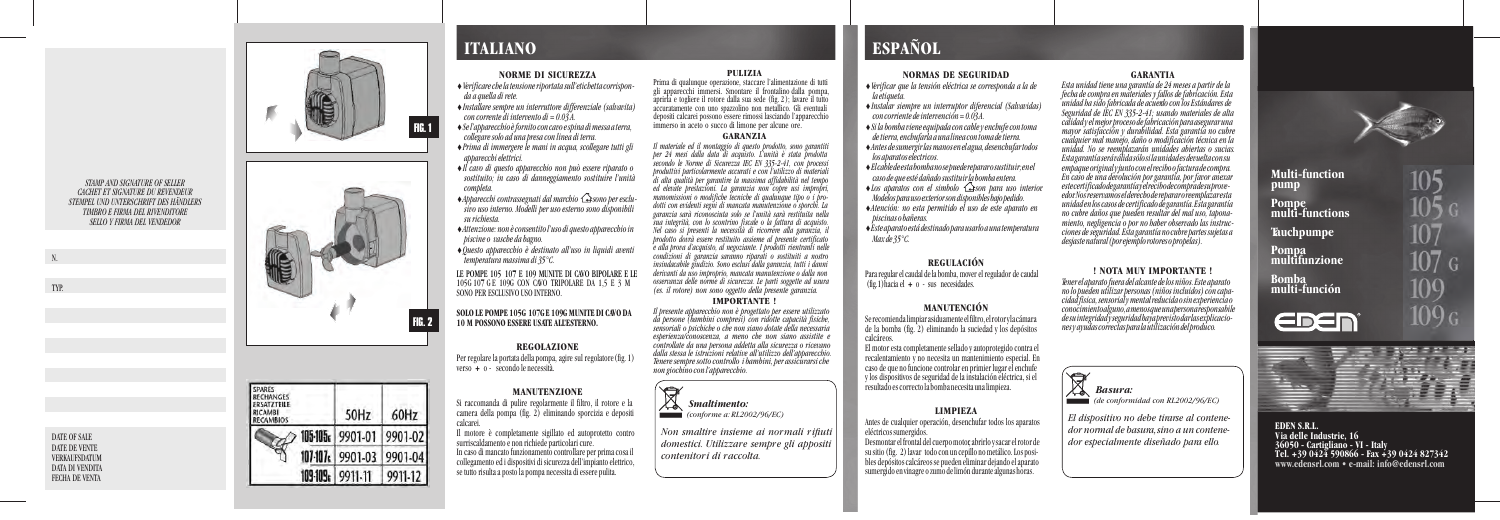STAMP AND SIGNATURE OF SELLER
CACHET ET SIGNATURE DU REVENDEUR
STEMPEL UND UNTERSCHRIFT DES HÄNDLERS
TIMBRO E FIRMA DEL RIVENDITORE
SELLO Y FIRMA DEL VENDEDOR

N.

TYP.

DATE OF SALE
DATE DE VENTE
VERKAUFSDATUM
DATA DI VENDITA
FECHA DE VENTA

FIG. 1

FIG. 2

| SPARES RECHANGES ERSATZTEILE RICAMBI RECAMBIOS | | 50Hz | 60Hz |
|---|---|---|---|
| | 105-105G | 9901-01 | 9901-02 |
| | 107-107G | 9901-03 | 9901-04 |
| | 109-109G | 9911-11 | 9911-12 |

# ITALIANO

## NORME DI SICUREZZA

- *Verificare che la tensione riportata sull'etichetta corrisponda a quella di rete.*
- *Installare sempre un interruttore differenziale (salvavita) con corrente di intervento di = 0.03A.*
- *Se l'apparecchio è fornito con cavo e spina di messa a terra, collegare solo ad una presa con linea di terra.*
- *Prima di immergere le mani in acqua, scollegare tutti gli apparecchi elettrici.*
- *Il cavo di questo apparecchio non può essere riparato o sostituito; in caso di danneggiamento sostituire l'unità completa.*
- *Apparecchi contrassegnati dal marchio sono per esclusivo uso interno. Modelli per uso esterno sono disponibili su richiesta.*
- *Attenzione: non è consentito l'uso di questo apparecchio in piscine o vasche da bagno.*
- *Questo apparecchio è destinato all'uso in liquidi aventi temperatura massima di 35°C.*

LE POMPE 105 107 E 109 MUNITE DI CAVO BIPOLARE E LE 105G 107 G E 109G CON CAVO TRIPOLARE DA 1.5 E 3 M SONO PER ESCLUSIVO USO INTERNO.

**SOLO LE POMPE 105G 107G E 109G MUNITE DI CAVO DA 10 M POSSONO ESSERE USATE ALL'ESTERNO.**

## REGOLAZIONE

Per regolare la portata della pompa, agire sul regolatore (fig. 1) verso + o - secondo le necessità.

## MANUTENZIONE

Si raccomanda di pulire regolarmente il filtro, il rotore e la camera della pompa (fig. 2) eliminando sporcizia e depositi calcarei.

Il motore è completamente sigillato ed autoprotetto contro surriscaldamento e non richiede particolari cure.

In caso di mancato funzionamento controllare per prima cosa il collegamento ed i dispositivi di sicurezza dell'impianto elettrico, se tutto risulta a posto la pompa necessita di essere pulita.

## PULIZIA

Prima di qualunque operazione, staccare l'alimentazione di tutti gli apparecchi immersi. Smontare il frontalino dalla pompa, aprirla e togliere il rotore dalla sua sede (fig. 2); lavare il tutto accuratamente con uno spazzolino non metallico. Gli eventuali depositi calcarei possono essere rimossi lasciando l'apparecchio immerso in aceto o succo di limone per alcune ore.

## GARANZIA

*Il materiale ed il montaggio di questo prodotto, sono garantiti per 24 mesi dalla data di acquisto. L'unità è stata prodotta secondo le Norme di Sicurezza IEC EN 335-2-41, con processi produttivi particolarmente accurati e con l'utilizzo di materiali di alta qualità per garantire la massima affidabilità nel tempo ed elevate prestazioni. La garanzia non copre usi impropri, manomissioni o modifiche tecniche di qualunque tipo e prodotti con evidenti segni di mancata manutenzione o sporchi. La garanzia sarà riconosciuta solo se l'unità sarà restituita nella sua integrità, con lo scontrino fiscale o la fattura di acquisto. Nel caso si presenti la necessità di ricorrere alla garanzia, il prodotto dovrà essere restituito assieme al presente certificato e alla prova d'acquisto, al negoziante. I prodotti riesaminati nelle condizioni di garanzia saranno riparati o sostituiti a nostro insindacabile giudizio. Sono esclusi dalla garanzia, tutti i danni derivanti da uso improprio, mancata manutenzione o dalla non osservanza delle norme di sicurezza. Le parti soggette ad usura (es. il rotore) non sono oggetto della presente garanzia.*

## IMPORTANTE !

*Il presente apparecchio non è progettato per essere utilizzato da persone (bambini compresi) con ridotte capacità fisiche, sensoriali o psichiche o che non siano dotate della necessaria esperienza/conoscenza, a meno che non siano assistite e controllate da una persona addetta alla sicurezza o ricevano dalla stessa le istruzioni relative all'utilizzo dell'apparecchio. Tenere sempre sotto controllo i bambini, per assicurarsi che non giochino con l'apparecchio.*

***Smaltimento:***
*(conforme a: RL2002/96/EC)*

*Non smaltire insieme ai normali rifiuti domestici. Utilizzare sempre gli appositi contenitori di raccolta.*

# ESPAÑOL

## NORMAS DE SEGURIDAD

- *Verificar que la tensión eléctrica se corresponda a la de la etiqueta.*
- *Instalar siempre un interruptor diferencial (Salvavidas) con corriente de intervención = 0.03A.*
- *Si la bomba tiene equipada con cable y enchufe con toma de tierra, enchufarla a una línea con toma de tierra.*
- *Antes de sumergir las manos en el agua, desenchufar todos los aparatos eléctricos.*
- *El cable de esta bomba no se puede reparar o sustituir; en el caso de que esté dañado sustituir la bomba entera.*
- *Los aparatos con el símbolo son para uso interior. Modelos para uso exterior son disponibles bajo pedido.*
- *Atención: no esta permitido el uso de este aparato en piscinas o bañeras.*
- *Este aparato está destinado para usarlo a una temperatura Max de 35°C.*

## REGULACIÓN

Para regular el caudal de la bomba, mover el regulador de caudal (fig.1) hacia el + o - sus necesidades.

## MANUTENCIÓN

Se recomienda limpiar asiduamente el filtro, el rotor y la cámara de la bomba (fig. 2) eliminando la suciedad y los depósitos calcáreos.

El motor esta completamente sellado y autoprotegido contra el recalentamiento y no necesita un mantenimiento especial. En caso de que no funcione controlar en primer lugar el enchufe y los dispositivos de seguridad de la instalación eléctrica, si el resultado es correcto la bomba necesita una limpieza.

## LIMPIEZA

Antes de cualquier operación, desenchufar todos los aparatos eléctricos sumergidos.

Desmontar el frontal del cuerpo motor, abrirlo y sacar el rotor de su sitio (fig. 2) lavar todo con un cepillo no metálico. Los posibles depósitos calcáreos se pueden eliminar dejando el aparato sumergido en vinagre o zumo de limón durante algunas horas.

## GARANTIA

*Esta unidad tiene una garantía de 24 meses a partir de la fecha de compra en materiales y fallos de fabricación. Esta unidad ha sido fabricada de acuerdo con los Estándares de Seguridad de IEC EN 335-2-41, usando materiales de alta calidad y el mejor proceso de fabricación para asegurar una mayor satisfacción y durabilidad. Esta garantía no cubre cualquier mal manejo, daño o modificación técnica en la unidad. No se reemplazarán unidades abiertas o sucias. Esta garantía será válida sólo si la unidades devuelta con su empaque original y junto con el recibo o factura de compra. En caso de una devolución por garantía, por favor anexar este certificado de garantía y el recibo de compra de su proveedor. Nos reservamos el derecho de reparar o reemplazar esta unidad en los casos de certificado de garantía. Esta garantía no cubre daños que pueden resultar del mal uso, taponamiento, negligencia o por no haber observado las instrucciones de seguridad. Esta garantía no cubre partes sujetas a desgaste natural (por ejemplo rotores o propelas).*

## ! NOTA MUY IMPORTANTE !

*Tener el aparato fuera del alcante de los niños. Este aparato no lo pueden utilizar personas (niños incluidos) con capacidad física, sensorial y mental reducida o sin experiencia o conocimiento alguno, a menos que una persona responsable de su integridad y seguridad haya previsto darles explicaciones y ayudas correctas para la utilización del producto.*

***Basura:***
*(de conformidad con RL2002/96/EC)*

*El dispositivo no debe tirarse al contenedor normal de basura, sino a un contenedor especialmente diseñado para ello.*

Multi-function pump

Pompe multi-functions

Tauchpumpe

Pompa multifunzione

Bomba multi-función

105
105 G
107
107 G
109
109 G

EDEN

**EDEN S.R.L.**
**Via delle Industrie, 16**
**36050 - Cartigliano - VI - Italy**
**Tel. +39 0424 590866 - Fax +39 0424 827342**
**www.edensrl.com • e-mail: info@edensrl.com**